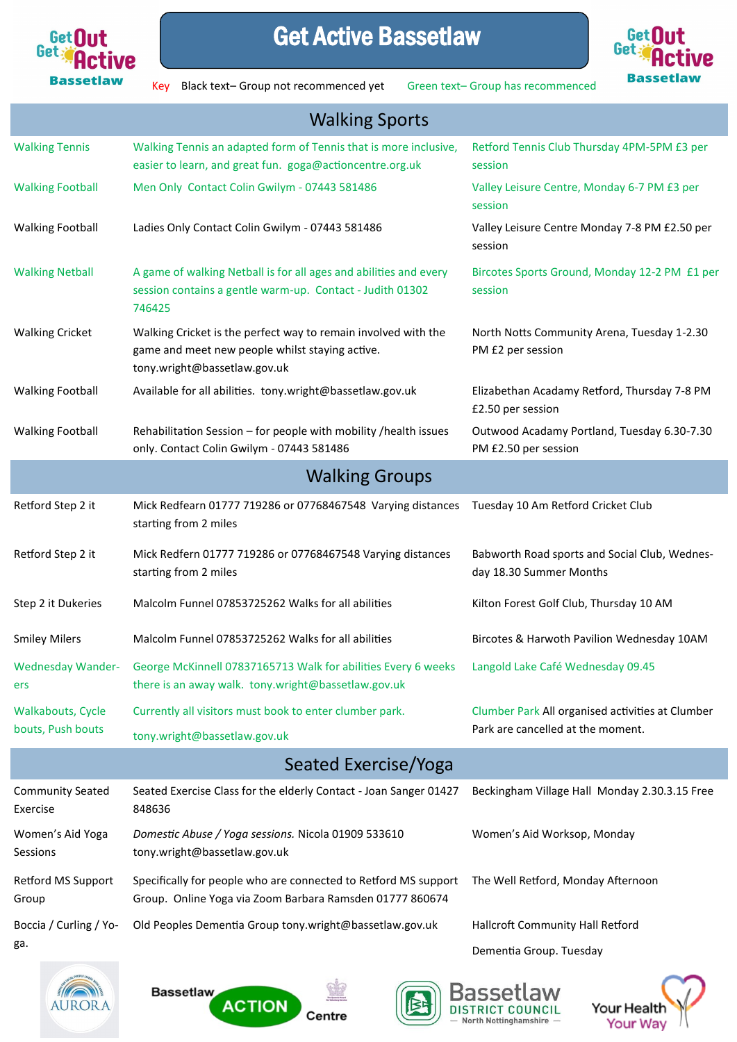# Get Active Bassetlaw

Key: Black text– Group not recommenced yet    Green text– Group has recommenced

## Walking Sports

| | | |
|---|---|---|
| Walking Tennis | Walking Tennis an adapted form of Tennis that is more inclusive, easier to learn, and great fun. goga@actioncentre.org.uk | Retford Tennis Club Thursday 4PM-5PM £3 per session |
| Walking Football | Men Only Contact Colin Gwilym - 07443 581486 | Valley Leisure Centre, Monday 6-7 PM £3 per session |
| Walking Football | Ladies Only Contact Colin Gwilym - 07443 581486 | Valley Leisure Centre Monday 7-8 PM £2.50 per session |
| Walking Netball | A game of walking Netball is for all ages and abilities and every session contains a gentle warm-up. Contact - Judith 01302 746425 | Bircotes Sports Ground, Monday 12-2 PM £1 per session |
| Walking Cricket | Walking Cricket is the perfect way to remain involved with the game and meet new people whilst staying active. tony.wright@bassetlaw.gov.uk | North Notts Community Arena, Tuesday 1-2.30 PM £2 per session |
| Walking Football | Available for all abilities. tony.wright@bassetlaw.gov.uk | Elizabethan Acadamy Retford, Thursday 7-8 PM £2.50 per session |
| Walking Football | Rehabilitation Session – for people with mobility /health issues only. Contact Colin Gwilym - 07443 581486 | Outwood Acadamy Portland, Tuesday 6.30-7.30 PM £2.50 per session |

## Walking Groups

| | | |
|---|---|---|
| Retford Step 2 it | Mick Redfearn 01777 719286 or 07768467548 Varying distances starting from 2 miles | Tuesday 10 Am Retford Cricket Club |
| Retford Step 2 it | Mick Redfern 01777 719286 or 07768467548 Varying distances starting from 2 miles | Babworth Road sports and Social Club, Wednesday 18.30 Summer Months |
| Step 2 it Dukeries | Malcolm Funnel 07853725262 Walks for all abilities | Kilton Forest Golf Club, Thursday 10 AM |
| Smiley Milers | Malcolm Funnel 07853725262 Walks for all abilities | Bircotes & Harworth Pavilion Wednesday 10AM |
| Wednesday Wanderers | George McKinnell 07837165713 Walk for abilities Every 6 weeks there is an away walk. tony.wright@bassetlaw.gov.uk | Langold Lake Café Wednesday 09.45 |
| Walkabouts, Cycle bouts, Push bouts | Currently all visitors must book to enter clumber park. tony.wright@bassetlaw.gov.uk | Clumber Park All organised activities at Clumber Park are cancelled at the moment. |

## Seated Exercise/Yoga

| | | |
|---|---|---|
| Community Seated Exercise | Seated Exercise Class for the elderly Contact - Joan Sanger 01427 848636 | Beckingham Village Hall Monday 2.30.3.15 Free |
| Women's Aid Yoga Sessions | *Domestic Abuse / Yoga sessions.* Nicola 01909 533610 tony.wright@bassetlaw.gov.uk | Women's Aid Worksop, Monday |
| Retford MS Support Group | Specifically for people who are connected to Retford MS support Group. Online Yoga via Zoom Barbara Ramsden 01777 860674 | The Well Retford, Monday Afternoon |
| Boccia / Curling / Yoga. | Old Peoples Dementia Group tony.wright@bassetlaw.gov.uk | Hallcroft Community Hall Retford Dementia Group. Tuesday |

AURORA | Bassetlaw ACTION Centre | Bassetlaw District Council — North Nottinghamshire — | Your Health Your Way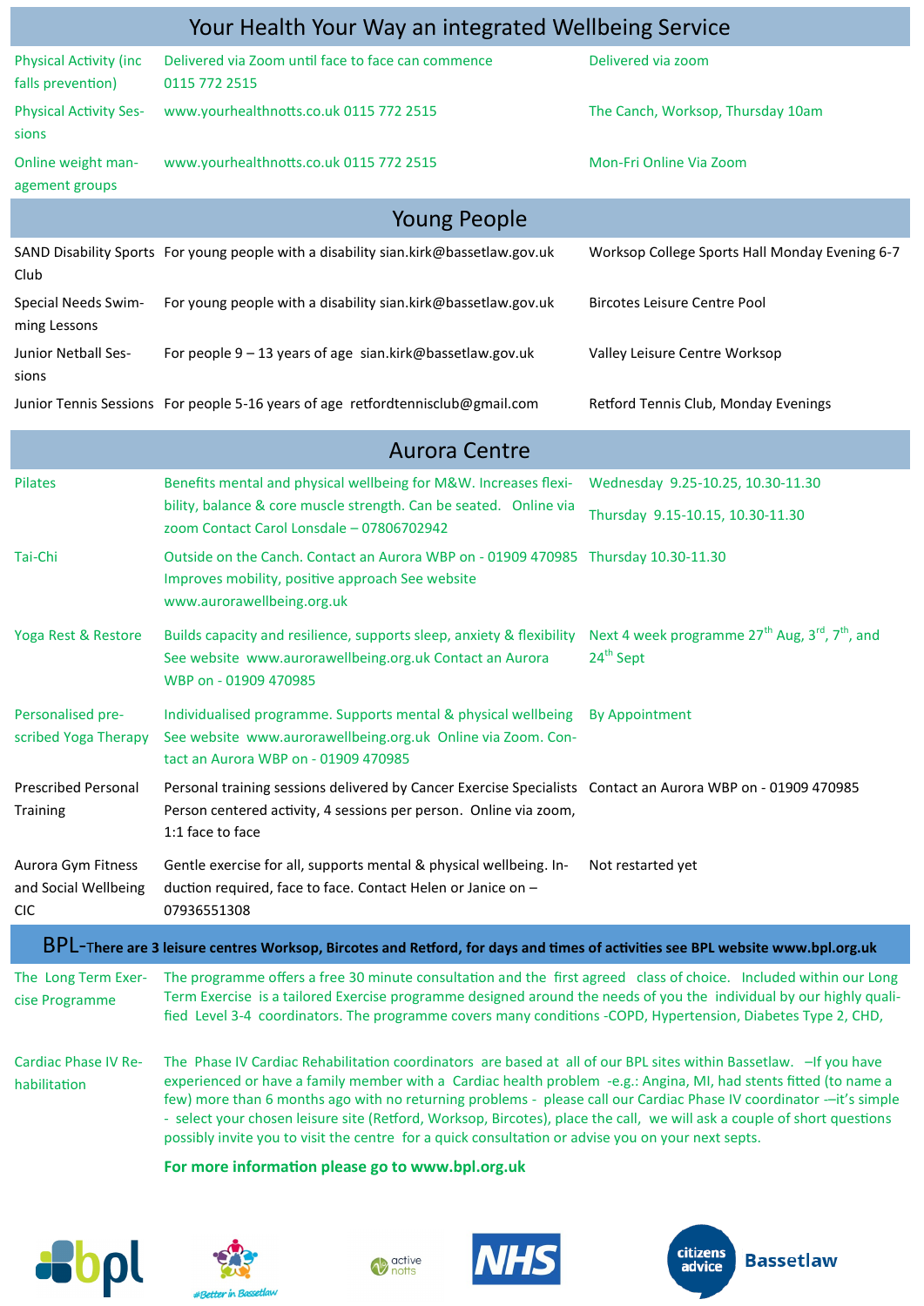## Your Health Your Way an integrated Wellbeing Service

| | | |
|---|---|---|
| Physical Activity (inc falls prevention) | Delivered via Zoom until face to face can commence 0115 772 2515 | Delivered via zoom |
| Physical Activity Sessions | www.yourhealthnotts.co.uk 0115 772 2515 | The Canch, Worksop, Thursday 10am |
| Online weight management groups | www.yourhealthnotts.co.uk 0115 772 2515 | Mon-Fri Online Via Zoom |

## Young People

| | | |
|---|---|---|
| SAND Disability Sports Club | For young people with a disability sian.kirk@bassetlaw.gov.uk | Worksop College Sports Hall Monday Evening 6-7 |
| Special Needs Swimming Lessons | For young people with a disability sian.kirk@bassetlaw.gov.uk | Bircotes Leisure Centre Pool |
| Junior Netball Sessions | For people 9 – 13 years of age sian.kirk@bassetlaw.gov.uk | Valley Leisure Centre Worksop |
| Junior Tennis Sessions | For people 5-16 years of age retfordtennisclub@gmail.com | Retford Tennis Club, Monday Evenings |

## Aurora Centre

| | | |
|---|---|---|
| Pilates | Benefits mental and physical wellbeing for M&W. Increases flexibility, balance & core muscle strength. Can be seated. Online via zoom Contact Carol Lonsdale – 07806702942 | Wednesday 9.25-10.25, 10.30-11.30<br>Thursday 9.15-10.15, 10.30-11.30 |
| Tai-Chi | Outside on the Canch. Contact an Aurora WBP on - 01909 470985 Improves mobility, positive approach See website www.aurorawellbeing.org.uk | Thursday 10.30-11.30 |
| Yoga Rest & Restore | Builds capacity and resilience, supports sleep, anxiety & flexibility See website www.aurorawellbeing.org.uk Contact an Aurora WBP on - 01909 470985 | Next 4 week programme 27th Aug, 3rd, 7th, and 24th Sept |
| Personalised prescribed Yoga Therapy | Individualised programme. Supports mental & physical wellbeing See website www.aurorawellbeing.org.uk Online via Zoom. Contact an Aurora WBP on - 01909 470985 | By Appointment |
| Prescribed Personal Training | Personal training sessions delivered by Cancer Exercise Specialists Person centered activity, 4 sessions per person. Online via zoom, 1:1 face to face | Contact an Aurora WBP on - 01909 470985 |
| Aurora Gym Fitness and Social Wellbeing CIC | Gentle exercise for all, supports mental & physical wellbeing. Induction required, face to face. Contact Helen or Janice on – 07936551308 | Not restarted yet |

## BPL-There are 3 leisure centres Worksop, Bircotes and Retford, for days and times of activities see BPL website www.bpl.org.uk

| | |
|---|---|
| The Long Term Exercise Programme | The programme offers a free 30 minute consultation and the first agreed class of choice. Included within our Long Term Exercise is a tailored Exercise programme designed around the needs of you the individual by our highly qualified Level 3-4 coordinators. The programme covers many conditions -COPD, Hypertension, Diabetes Type 2, CHD, |
| Cardiac Phase IV Rehabilitation | The Phase IV Cardiac Rehabilitation coordinators are based at all of our BPL sites within Bassetlaw. –If you have experienced or have a family member with a Cardiac health problem -e.g.: Angina, MI, had stents fitted (to name a few) more than 6 months ago with no returning problems - please call our Cardiac Phase IV coordinator -–it's simple - select your chosen leisure site (Retford, Worksop, Bircotes), place the call, we will ask a couple of short questions possibly invite you to visit the centre for a quick consultation or advise you on your next septs. |

**For more information please go to www.bpl.org.uk**

bpl — #Better in Bassetlaw — active notts — NHS — citizens advice Bassetlaw